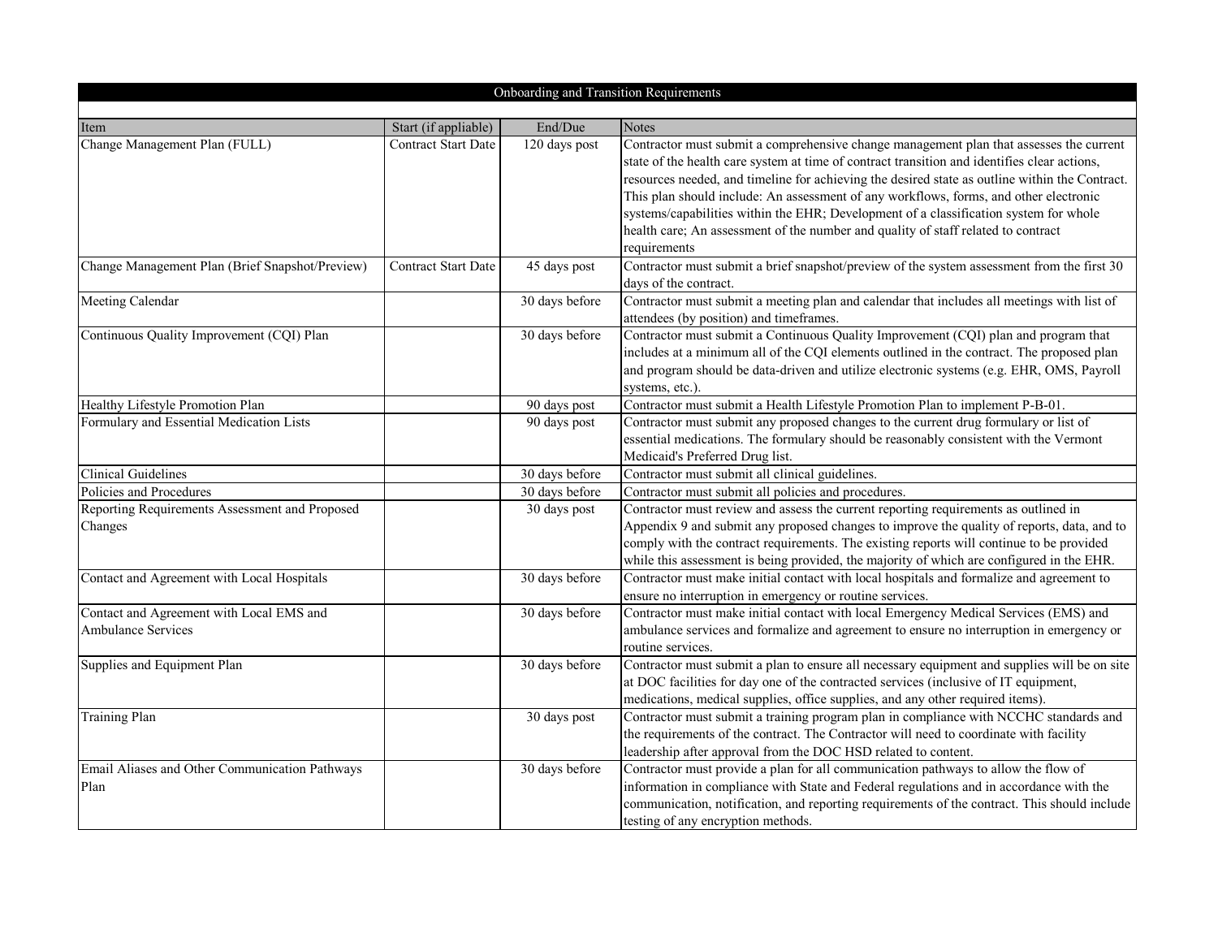| Onboarding and Transition Requirements | | | |
|---|---|---|---|
| Item | Start (if appliable) | End/Due | Notes |
| Change Management Plan (FULL) | Contract Start Date | 120 days post | Contractor must submit a comprehensive change management plan that assesses the current state of the health care system at time of contract transition and identifies clear actions, resources needed, and timeline for achieving the desired state as outline within the Contract. This plan should include: An assessment of any workflows, forms, and other electronic systems/capabilities within the EHR; Development of a classification system for whole health care; An assessment of the number and quality of staff related to contract requirements |
| Change Management Plan (Brief Snapshot/Preview) | Contract Start Date | 45 days post | Contractor must submit a brief snapshot/preview of the system assessment from the first 30 days of the contract. |
| Meeting Calendar | | 30 days before | Contractor must submit a meeting plan and calendar that includes all meetings with list of attendees (by position) and timeframes. |
| Continuous Quality Improvement (CQI) Plan | | 30 days before | Contractor must submit a Continuous Quality Improvement (CQI) plan and program that includes at a minimum all of the CQI elements outlined in the contract. The proposed plan and program should be data-driven and utilize electronic systems (e.g. EHR, OMS, Payroll systems, etc.). |
| Healthy Lifestyle Promotion Plan | | 90 days post | Contractor must submit a Health Lifestyle Promotion Plan to implement P-B-01. |
| Formulary and Essential Medication Lists | | 90 days post | Contractor must submit any proposed changes to the current drug formulary or list of essential medications. The formulary should be reasonably consistent with the Vermont Medicaid's Preferred Drug list. |
| Clinical Guidelines | | 30 days before | Contractor must submit all clinical guidelines. |
| Policies and Procedures | | 30 days before | Contractor must submit all policies and procedures. |
| Reporting Requirements Assessment and Proposed Changes | | 30 days post | Contractor must review and assess the current reporting requirements as outlined in Appendix 9 and submit any proposed changes to improve the quality of reports, data, and to comply with the contract requirements. The existing reports will continue to be provided while this assessment is being provided, the majority of which are configured in the EHR. |
| Contact and Agreement with Local Hospitals | | 30 days before | Contractor must make initial contact with local hospitals and formalize and agreement to ensure no interruption in emergency or routine services. |
| Contact and Agreement with Local EMS and Ambulance Services | | 30 days before | Contractor must make initial contact with local Emergency Medical Services (EMS) and ambulance services and formalize and agreement to ensure no interruption in emergency or routine services. |
| Supplies and Equipment Plan | | 30 days before | Contractor must submit a plan to ensure all necessary equipment and supplies will be on site at DOC facilities for day one of the contracted services (inclusive of IT equipment, medications, medical supplies, office supplies, and any other required items). |
| Training Plan | | 30 days post | Contractor must submit a training program plan in compliance with NCCHC standards and the requirements of the contract. The Contractor will need to coordinate with facility leadership after approval from the DOC HSD related to content. |
| Email Aliases and Other Communication Pathways Plan | | 30 days before | Contractor must provide a plan for all communication pathways to allow the flow of information in compliance with State and Federal regulations and in accordance with the communication, notification, and reporting requirements of the contract. This should include testing of any encryption methods. |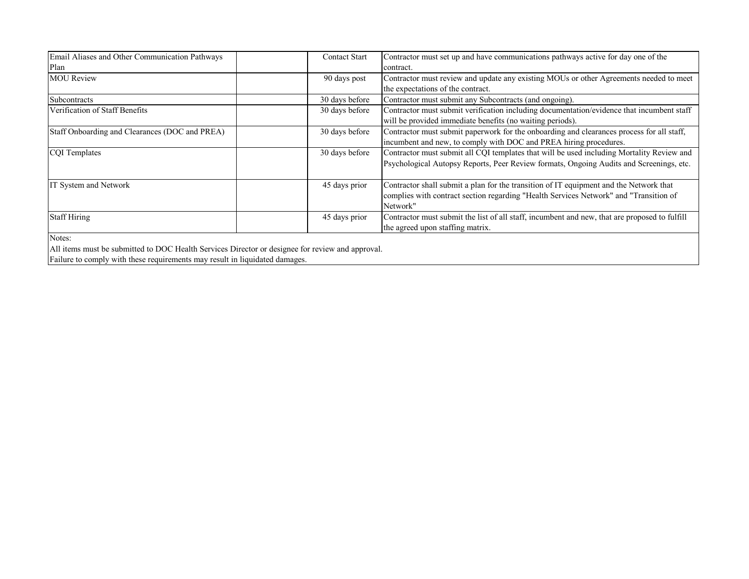| | | | |
|---|---|---|---|
| Email Aliases and Other Communication Pathways Plan | | Contact Start | Contractor must set up and have communications pathways active for day one of the contract. |
| MOU Review | | 90 days post | Contractor must review and update any existing MOUs or other Agreements needed to meet the expectations of the contract. |
| Subcontracts | | 30 days before | Contractor must submit any Subcontracts (and ongoing). |
| Verification of Staff Benefits | | 30 days before | Contractor must submit verification including documentation/evidence that incumbent staff will be provided immediate benefits (no waiting periods). |
| Staff Onboarding and Clearances (DOC and PREA) | | 30 days before | Contractor must submit paperwork for the onboarding and clearances process for all staff, incumbent and new, to comply with DOC and PREA hiring procedures. |
| CQI Templates | | 30 days before | Contractor must submit all CQI templates that will be used including Mortality Review and Psychological Autopsy Reports, Peer Review formats, Ongoing Audits and Screenings, etc. |
| IT System and Network | | 45 days prior | Contractor shall submit a plan for the transition of IT equipment and the Network that complies with contract section regarding "Health Services Network" and "Transition of Network" |
| Staff Hiring | | 45 days prior | Contractor must submit the list of all staff, incumbent and new, that are proposed to fulfill the agreed upon staffing matrix. |

Notes:

All items must be submitted to DOC Health Services Director or designee for review and approval.

Failure to comply with these requirements may result in liquidated damages.